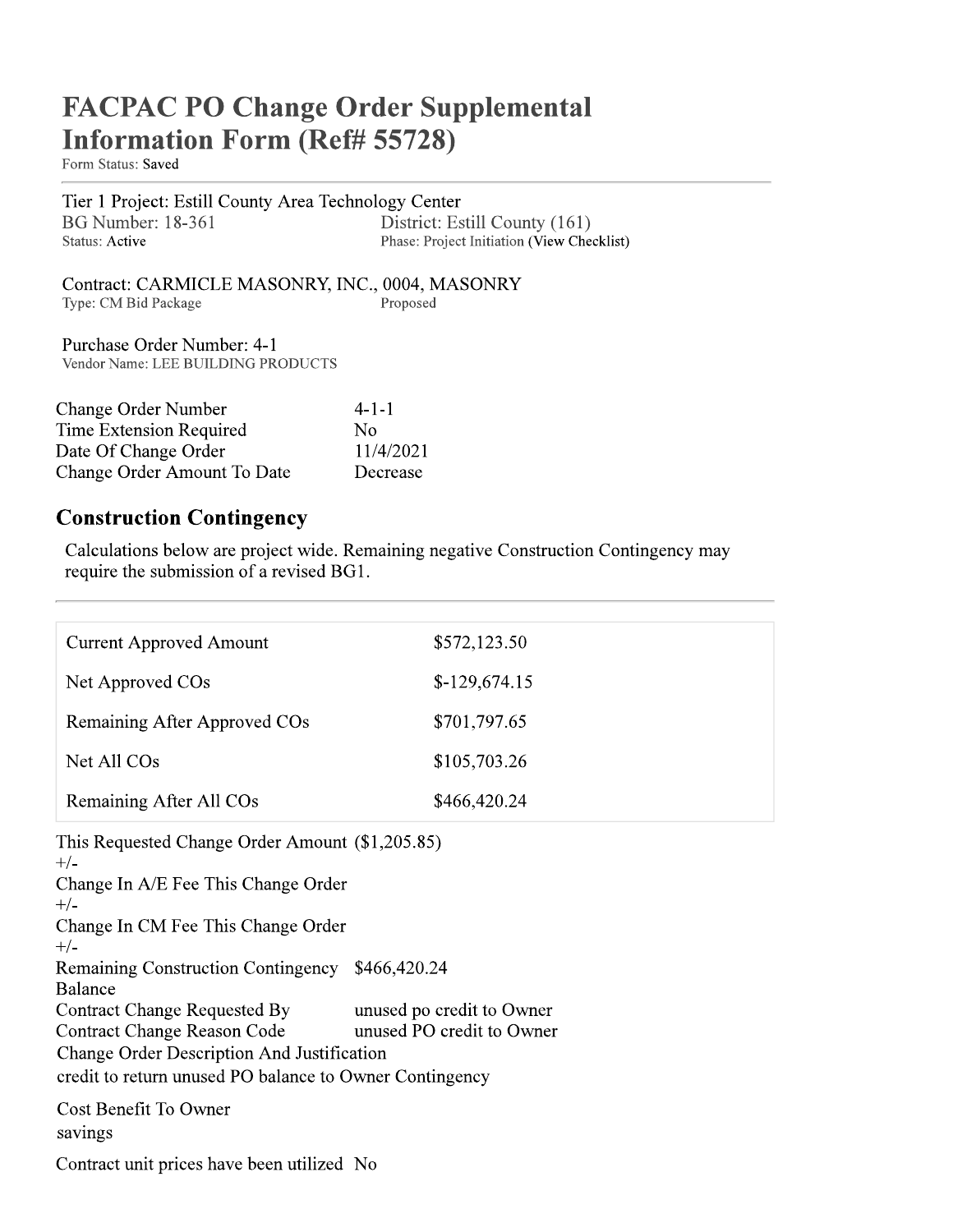# FACPAC PO Change Order Supplemental Information Form (Ref# 55728)

Form Status: Saved

Tier 1 Project: Estill County Area Technology Center

BG Number: 18-361 | District: Estill County (161)

Status: Active | Phase: Project Initiation (View Checklist)

Contract: CARMICLE MASONRY, INC., 0004, MASONRY

Type: CM Bid Package | Proposed

Purchase Order Number: 4-1

Vendor Name: LEE BUILDING PRODUCTS

| Change Order Number | 4-1-1 |
|---|---|
| Time Extension Required | No |
| Date Of Change Order | 11/4/2021 |
| Change Order Amount To Date | Decrease |

## Construction Contingency

Calculations below are project wide. Remaining negative Construction Contingency may require the submission of a revised BG1.

| Current Approved Amount | $572,123.50 |
|---|---|
| Net Approved COs | $-129,674.15 |
| Remaining After Approved COs | $701,797.65 |
| Net All COs | $105,703.26 |
| Remaining After All COs | $466,420.24 |

| This Requested Change Order Amount | ($1,205.85) |
|---|---|
| +/- Change In A/E Fee This Change Order | |
| +/- Change In CM Fee This Change Order | |
| +/- Remaining Construction Contingency Balance | $466,420.24 |
| Contract Change Requested By | unused po credit to Owner |
| Contract Change Reason Code | unused PO credit to Owner |

Change Order Description And Justification

credit to return unused PO balance to Owner Contingency

Cost Benefit To Owner

savings

Contract unit prices have been utilized No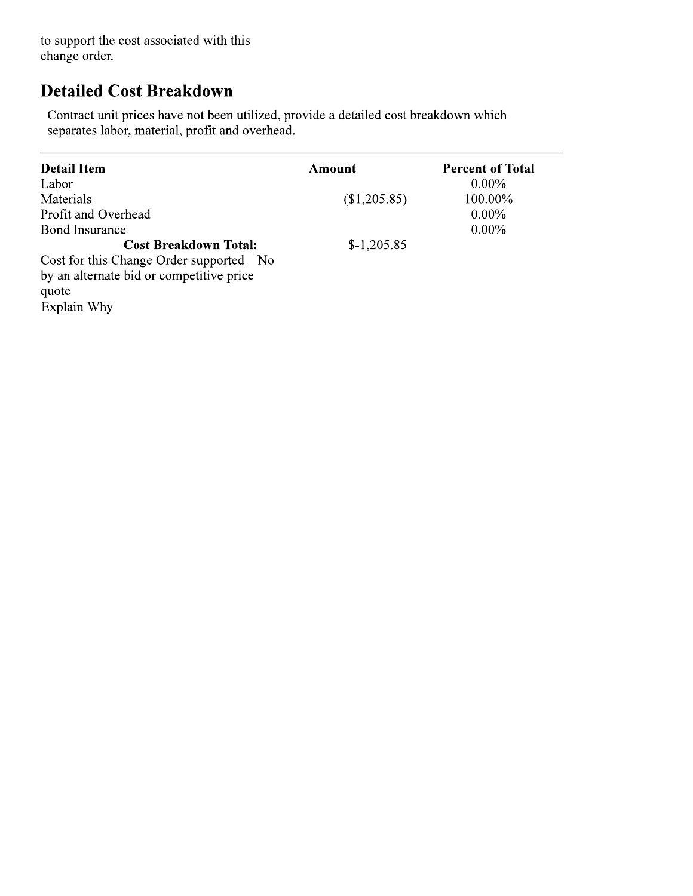to support the cost associated with this change order.

## Detailed Cost Breakdown

Contract unit prices have not been utilized, provide a detailed cost breakdown which separates labor, material, profit and overhead.

| Detail Item | Amount | Percent of Total |
| --- | --- | --- |
| Labor | | 0.00% |
| Materials | ($1,205.85) | 100.00% |
| Profit and Overhead | | 0.00% |
| Bond Insurance | | 0.00% |
| **Cost Breakdown Total:** | $-1,205.85 | |

Cost for this Change Order supported by an alternate bid or competitive price quote No

Explain Why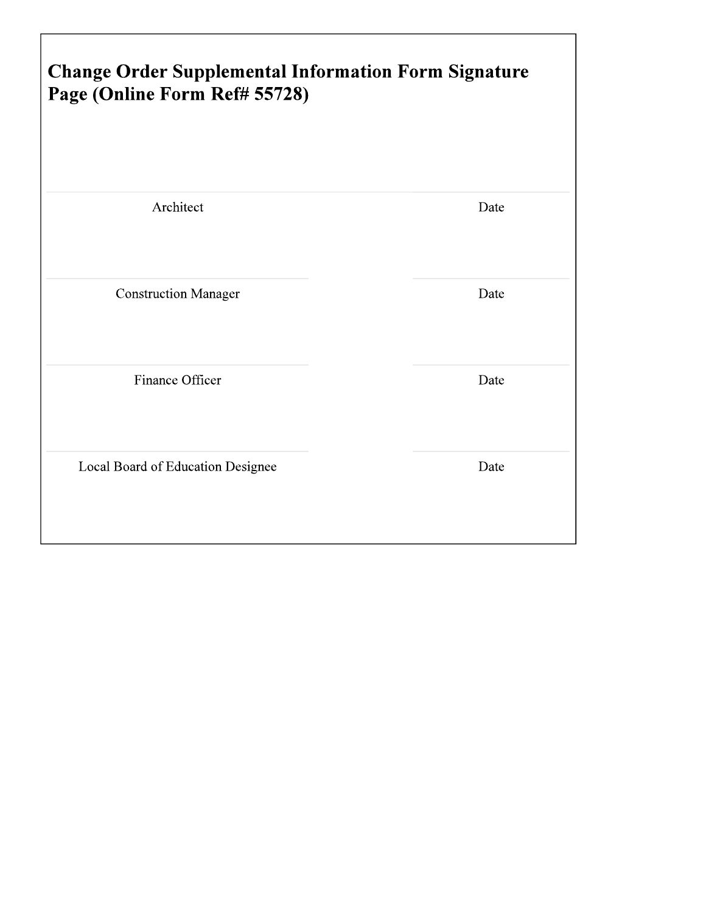## Change Order Supplemental Information Form Signature Page (Online Form Ref# 55728)

| | |
|---|---|
| Architect | Date |
| Construction Manager | Date |
| Finance Officer | Date |
| Local Board of Education Designee | Date |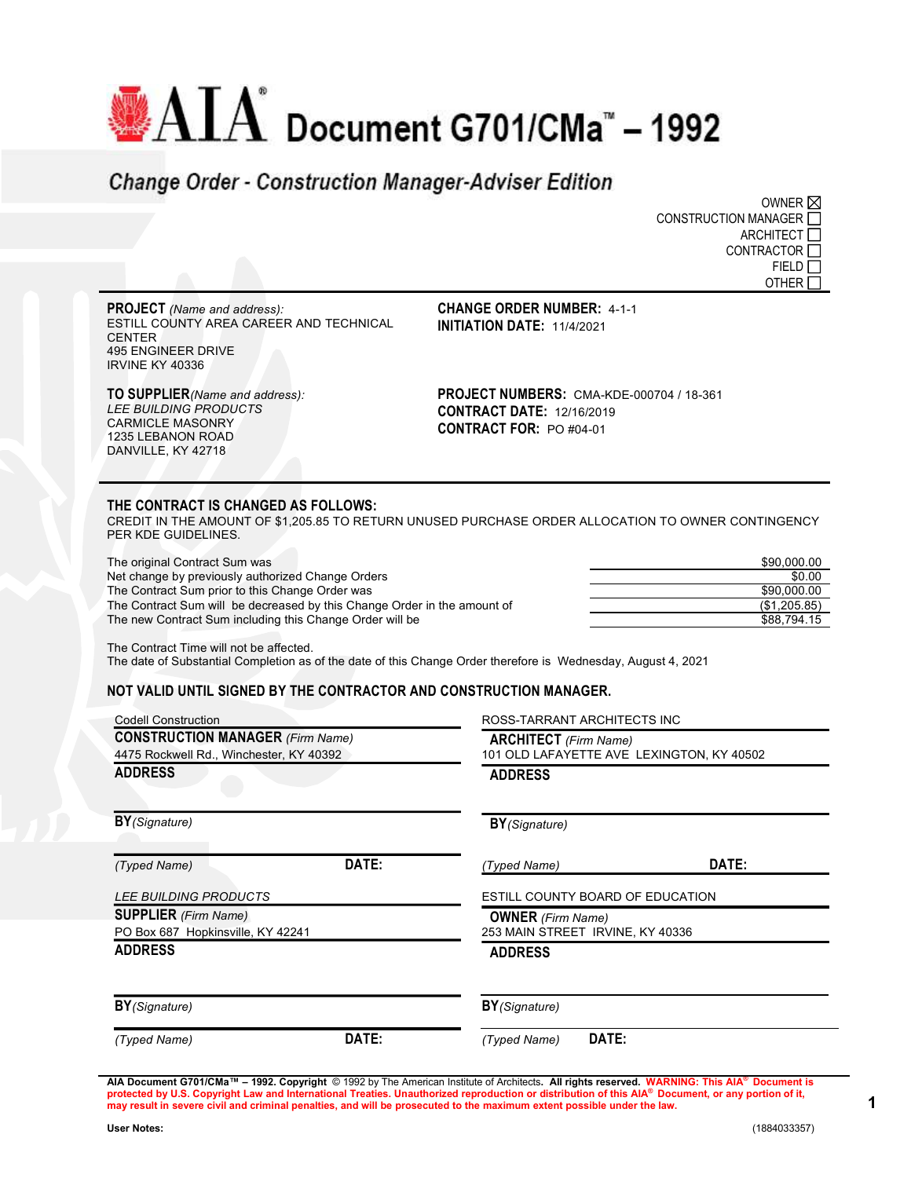# AIA Document G701/CMa™ – 1992

## *Change Order - Construction Manager-Adviser Edition*

OWNER ☒
CONSTRUCTION MANAGER ☐
ARCHITECT ☐
CONTRACTOR ☐
FIELD ☐
OTHER ☐

**PROJECT** *(Name and address):*
ESTILL COUNTY AREA CAREER AND TECHNICAL CENTER
495 ENGINEER DRIVE
IRVINE KY 40336

**CHANGE ORDER NUMBER:** 4-1-1
**INITIATION DATE:** 11/4/2021

**TO SUPPLIER** *(Name and address):*
*LEE BUILDING PRODUCTS*
CARMICLE MASONRY
1235 LEBANON ROAD
DANVILLE, KY 42718

**PROJECT NUMBERS:** CMA-KDE-000704 / 18-361
**CONTRACT DATE:** 12/16/2019
**CONTRACT FOR:** PO #04-01

**THE CONTRACT IS CHANGED AS FOLLOWS:**
CREDIT IN THE AMOUNT OF $1,205.85 TO RETURN UNUSED PURCHASE ORDER ALLOCATION TO OWNER CONTINGENCY PER KDE GUIDELINES.

| | |
|---|---|
| The original Contract Sum was | $90,000.00 |
| Net change by previously authorized Change Orders | $0.00 |
| The Contract Sum prior to this Change Order was | $90,000.00 |
| The Contract Sum will be decreased by this Change Order in the amount of | ($1,205.85) |
| The new Contract Sum including this Change Order will be | $88,794.15 |

The Contract Time will not be affected.
The date of Substantial Completion as of the date of this Change Order therefore is Wednesday, August 4, 2021

**NOT VALID UNTIL SIGNED BY THE CONTRACTOR AND CONSTRUCTION MANAGER.**

Codell Construction
**CONSTRUCTION MANAGER** *(Firm Name)*
4475 Rockwell Rd., Winchester, KY 40392
**ADDRESS**

**BY** *(Signature)*

*(Typed Name)* **DATE:**

ROSS-TARRANT ARCHITECTS INC
**ARCHITECT** *(Firm Name)*
101 OLD LAFAYETTE AVE LEXINGTON, KY 40502
**ADDRESS**

**BY** *(Signature)*

*(Typed Name)* **DATE:**

*LEE BUILDING PRODUCTS*
**SUPPLIER** *(Firm Name)*
PO Box 687 Hopkinsville, KY 42241
**ADDRESS**

**BY** *(Signature)*

*(Typed Name)* **DATE:**

ESTILL COUNTY BOARD OF EDUCATION
**OWNER** *(Firm Name)*
253 MAIN STREET IRVINE, KY 40336
**ADDRESS**

**BY** *(Signature)*

*(Typed Name)* **DATE:**

**AIA Document G701/CMa™ – 1992. Copyright** © 1992 by The American Institute of Architects. **All rights reserved. WARNING: This AIA® Document is protected by U.S. Copyright Law and International Treaties. Unauthorized reproduction or distribution of this AIA® Document, or any portion of it, may result in severe civil and criminal penalties, and will be prosecuted to the maximum extent possible under the law.**

**User Notes:** (1884033357)